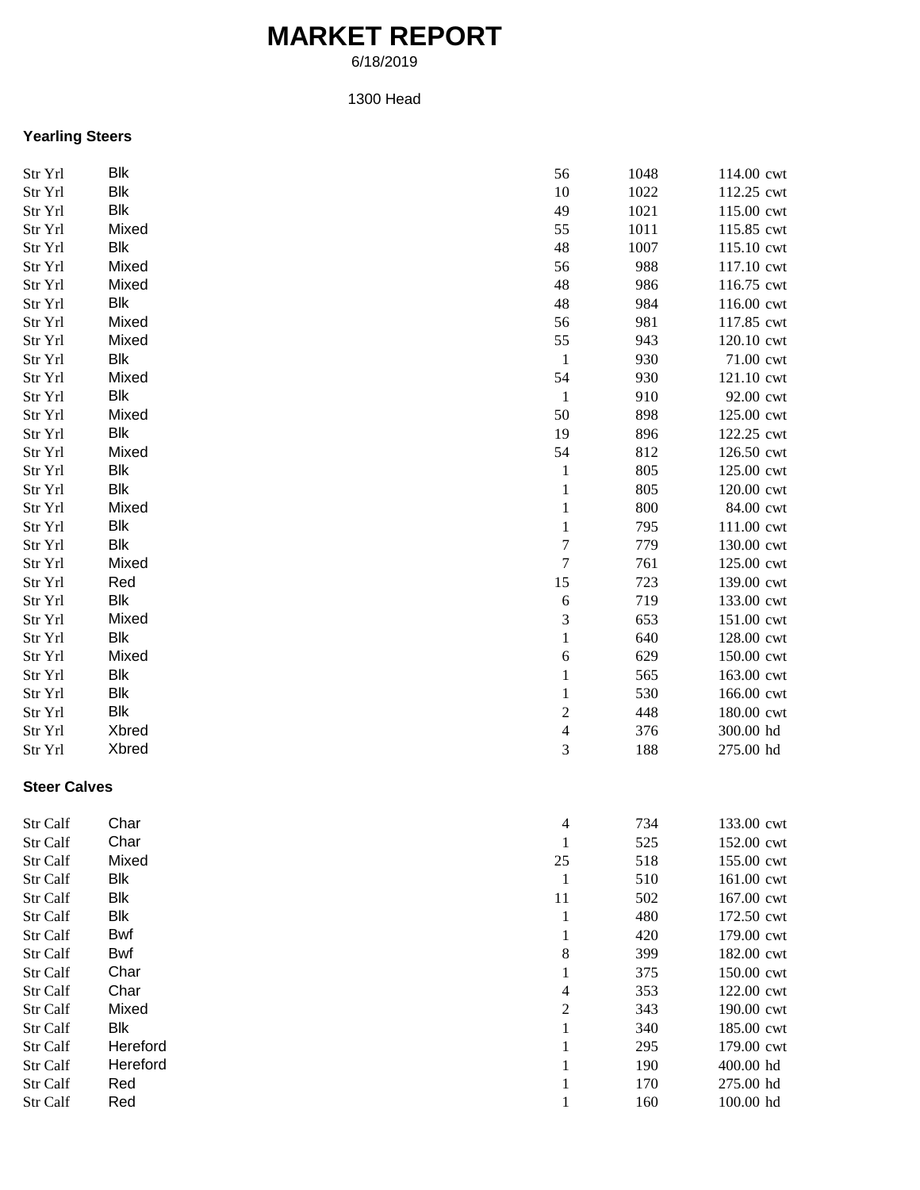# MARKET REPORT

6/18/2019

1300 Head

### Yearling Steers

| | | | | |
|---|---|---|---|---|
| Str Yrl | Blk | 56 | 1048 | 114.00 cwt |
| Str Yrl | Blk | 10 | 1022 | 112.25 cwt |
| Str Yrl | Blk | 49 | 1021 | 115.00 cwt |
| Str Yrl | Mixed | 55 | 1011 | 115.85 cwt |
| Str Yrl | Blk | 48 | 1007 | 115.10 cwt |
| Str Yrl | Mixed | 56 | 988 | 117.10 cwt |
| Str Yrl | Mixed | 48 | 986 | 116.75 cwt |
| Str Yrl | Blk | 48 | 984 | 116.00 cwt |
| Str Yrl | Mixed | 56 | 981 | 117.85 cwt |
| Str Yrl | Mixed | 55 | 943 | 120.10 cwt |
| Str Yrl | Blk | 1 | 930 | 71.00 cwt |
| Str Yrl | Mixed | 54 | 930 | 121.10 cwt |
| Str Yrl | Blk | 1 | 910 | 92.00 cwt |
| Str Yrl | Mixed | 50 | 898 | 125.00 cwt |
| Str Yrl | Blk | 19 | 896 | 122.25 cwt |
| Str Yrl | Mixed | 54 | 812 | 126.50 cwt |
| Str Yrl | Blk | 1 | 805 | 125.00 cwt |
| Str Yrl | Blk | 1 | 805 | 120.00 cwt |
| Str Yrl | Mixed | 1 | 800 | 84.00 cwt |
| Str Yrl | Blk | 1 | 795 | 111.00 cwt |
| Str Yrl | Blk | 7 | 779 | 130.00 cwt |
| Str Yrl | Mixed | 7 | 761 | 125.00 cwt |
| Str Yrl | Red | 15 | 723 | 139.00 cwt |
| Str Yrl | Blk | 6 | 719 | 133.00 cwt |
| Str Yrl | Mixed | 3 | 653 | 151.00 cwt |
| Str Yrl | Blk | 1 | 640 | 128.00 cwt |
| Str Yrl | Mixed | 6 | 629 | 150.00 cwt |
| Str Yrl | Blk | 1 | 565 | 163.00 cwt |
| Str Yrl | Blk | 1 | 530 | 166.00 cwt |
| Str Yrl | Blk | 2 | 448 | 180.00 cwt |
| Str Yrl | Xbred | 4 | 376 | 300.00 hd |
| Str Yrl | Xbred | 3 | 188 | 275.00 hd |

### Steer Calves

| | | | | |
|---|---|---|---|---|
| Str Calf | Char | 4 | 734 | 133.00 cwt |
| Str Calf | Char | 1 | 525 | 152.00 cwt |
| Str Calf | Mixed | 25 | 518 | 155.00 cwt |
| Str Calf | Blk | 1 | 510 | 161.00 cwt |
| Str Calf | Blk | 11 | 502 | 167.00 cwt |
| Str Calf | Blk | 1 | 480 | 172.50 cwt |
| Str Calf | Bwf | 1 | 420 | 179.00 cwt |
| Str Calf | Bwf | 8 | 399 | 182.00 cwt |
| Str Calf | Char | 1 | 375 | 150.00 cwt |
| Str Calf | Char | 4 | 353 | 122.00 cwt |
| Str Calf | Mixed | 2 | 343 | 190.00 cwt |
| Str Calf | Blk | 1 | 340 | 185.00 cwt |
| Str Calf | Hereford | 1 | 295 | 179.00 cwt |
| Str Calf | Hereford | 1 | 190 | 400.00 hd |
| Str Calf | Red | 1 | 170 | 275.00 hd |
| Str Calf | Red | 1 | 160 | 100.00 hd |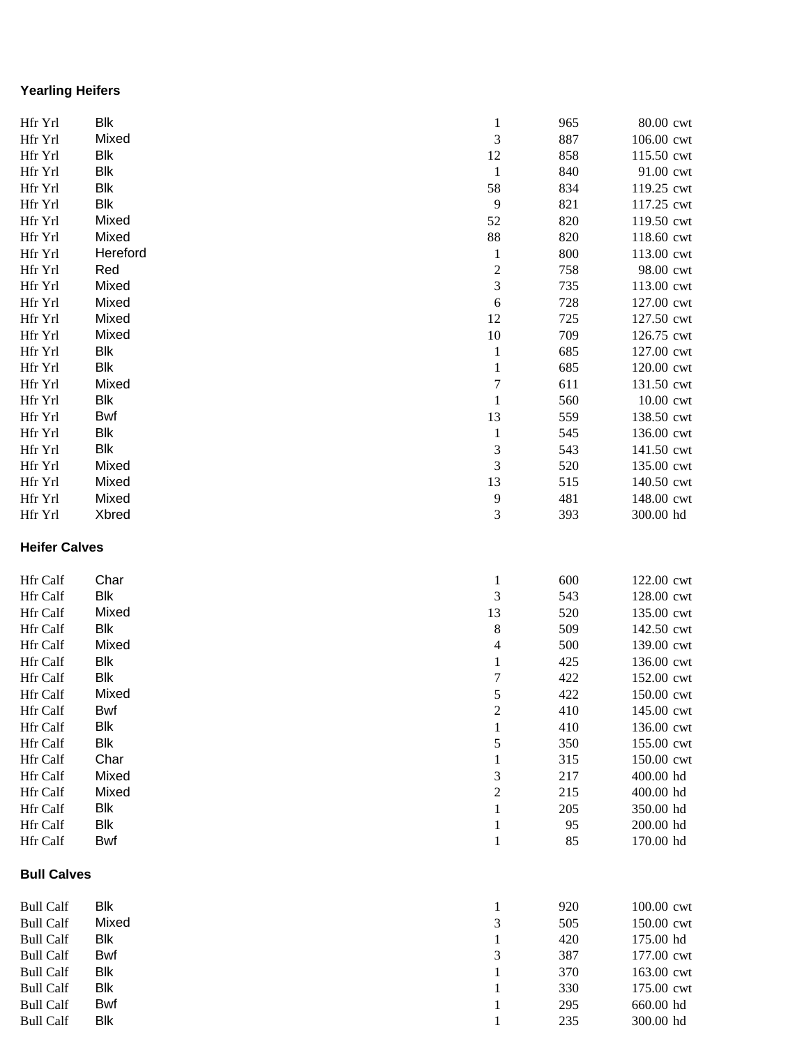### Yearling Heifers

| | | | | |
|---|---|---|---|---|
| Hfr Yrl | Blk | 1 | 965 | 80.00 cwt |
| Hfr Yrl | Mixed | 3 | 887 | 106.00 cwt |
| Hfr Yrl | Blk | 12 | 858 | 115.50 cwt |
| Hfr Yrl | Blk | 1 | 840 | 91.00 cwt |
| Hfr Yrl | Blk | 58 | 834 | 119.25 cwt |
| Hfr Yrl | Blk | 9 | 821 | 117.25 cwt |
| Hfr Yrl | Mixed | 52 | 820 | 119.50 cwt |
| Hfr Yrl | Mixed | 88 | 820 | 118.60 cwt |
| Hfr Yrl | Hereford | 1 | 800 | 113.00 cwt |
| Hfr Yrl | Red | 2 | 758 | 98.00 cwt |
| Hfr Yrl | Mixed | 3 | 735 | 113.00 cwt |
| Hfr Yrl | Mixed | 6 | 728 | 127.00 cwt |
| Hfr Yrl | Mixed | 12 | 725 | 127.50 cwt |
| Hfr Yrl | Mixed | 10 | 709 | 126.75 cwt |
| Hfr Yrl | Blk | 1 | 685 | 127.00 cwt |
| Hfr Yrl | Blk | 1 | 685 | 120.00 cwt |
| Hfr Yrl | Mixed | 7 | 611 | 131.50 cwt |
| Hfr Yrl | Blk | 1 | 560 | 10.00 cwt |
| Hfr Yrl | Bwf | 13 | 559 | 138.50 cwt |
| Hfr Yrl | Blk | 1 | 545 | 136.00 cwt |
| Hfr Yrl | Blk | 3 | 543 | 141.50 cwt |
| Hfr Yrl | Mixed | 3 | 520 | 135.00 cwt |
| Hfr Yrl | Mixed | 13 | 515 | 140.50 cwt |
| Hfr Yrl | Mixed | 9 | 481 | 148.00 cwt |
| Hfr Yrl | Xbred | 3 | 393 | 300.00 hd |

### Heifer Calves

| | | | | |
|---|---|---|---|---|
| Hfr Calf | Char | 1 | 600 | 122.00 cwt |
| Hfr Calf | Blk | 3 | 543 | 128.00 cwt |
| Hfr Calf | Mixed | 13 | 520 | 135.00 cwt |
| Hfr Calf | Blk | 8 | 509 | 142.50 cwt |
| Hfr Calf | Mixed | 4 | 500 | 139.00 cwt |
| Hfr Calf | Blk | 1 | 425 | 136.00 cwt |
| Hfr Calf | Blk | 7 | 422 | 152.00 cwt |
| Hfr Calf | Mixed | 5 | 422 | 150.00 cwt |
| Hfr Calf | Bwf | 2 | 410 | 145.00 cwt |
| Hfr Calf | Blk | 1 | 410 | 136.00 cwt |
| Hfr Calf | Blk | 5 | 350 | 155.00 cwt |
| Hfr Calf | Char | 1 | 315 | 150.00 cwt |
| Hfr Calf | Mixed | 3 | 217 | 400.00 hd |
| Hfr Calf | Mixed | 2 | 215 | 400.00 hd |
| Hfr Calf | Blk | 1 | 205 | 350.00 hd |
| Hfr Calf | Blk | 1 | 95 | 200.00 hd |
| Hfr Calf | Bwf | 1 | 85 | 170.00 hd |

### Bull Calves

| | | | | |
|---|---|---|---|---|
| Bull Calf | Blk | 1 | 920 | 100.00 cwt |
| Bull Calf | Mixed | 3 | 505 | 150.00 cwt |
| Bull Calf | Blk | 1 | 420 | 175.00 hd |
| Bull Calf | Bwf | 3 | 387 | 177.00 cwt |
| Bull Calf | Blk | 1 | 370 | 163.00 cwt |
| Bull Calf | Blk | 1 | 330 | 175.00 cwt |
| Bull Calf | Bwf | 1 | 295 | 660.00 hd |
| Bull Calf | Blk | 1 | 235 | 300.00 hd |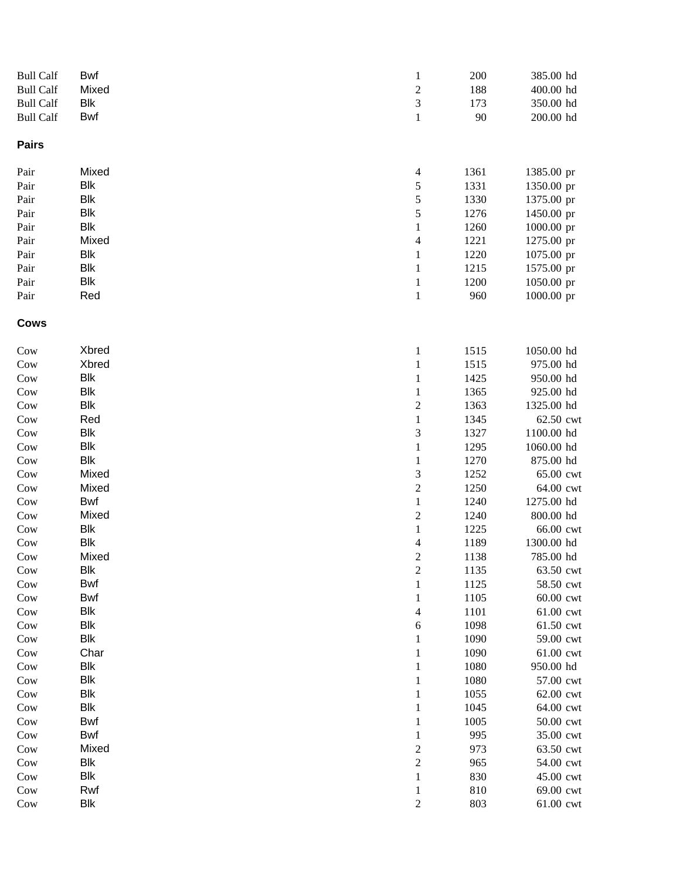| | | | | |
|---|---|---|---|---|
| Bull Calf | Bwf | 1 | 200 | 385.00 hd |
| Bull Calf | Mixed | 2 | 188 | 400.00 hd |
| Bull Calf | Blk | 3 | 173 | 350.00 hd |
| Bull Calf | Bwf | 1 | 90 | 200.00 hd |

**Pairs**

| | | | | |
|---|---|---|---|---|
| Pair | Mixed | 4 | 1361 | 1385.00 pr |
| Pair | Blk | 5 | 1331 | 1350.00 pr |
| Pair | Blk | 5 | 1330 | 1375.00 pr |
| Pair | Blk | 5 | 1276 | 1450.00 pr |
| Pair | Blk | 1 | 1260 | 1000.00 pr |
| Pair | Mixed | 4 | 1221 | 1275.00 pr |
| Pair | Blk | 1 | 1220 | 1075.00 pr |
| Pair | Blk | 1 | 1215 | 1575.00 pr |
| Pair | Blk | 1 | 1200 | 1050.00 pr |
| Pair | Red | 1 | 960 | 1000.00 pr |

**Cows**

| | | | | |
|---|---|---|---|---|
| Cow | Xbred | 1 | 1515 | 1050.00 hd |
| Cow | Xbred | 1 | 1515 | 975.00 hd |
| Cow | Blk | 1 | 1425 | 950.00 hd |
| Cow | Blk | 1 | 1365 | 925.00 hd |
| Cow | Blk | 2 | 1363 | 1325.00 hd |
| Cow | Red | 1 | 1345 | 62.50 cwt |
| Cow | Blk | 3 | 1327 | 1100.00 hd |
| Cow | Blk | 1 | 1295 | 1060.00 hd |
| Cow | Blk | 1 | 1270 | 875.00 hd |
| Cow | Mixed | 3 | 1252 | 65.00 cwt |
| Cow | Mixed | 2 | 1250 | 64.00 cwt |
| Cow | Bwf | 1 | 1240 | 1275.00 hd |
| Cow | Mixed | 2 | 1240 | 800.00 hd |
| Cow | Blk | 1 | 1225 | 66.00 cwt |
| Cow | Blk | 4 | 1189 | 1300.00 hd |
| Cow | Mixed | 2 | 1138 | 785.00 hd |
| Cow | Blk | 2 | 1135 | 63.50 cwt |
| Cow | Bwf | 1 | 1125 | 58.50 cwt |
| Cow | Bwf | 1 | 1105 | 60.00 cwt |
| Cow | Blk | 4 | 1101 | 61.00 cwt |
| Cow | Blk | 6 | 1098 | 61.50 cwt |
| Cow | Blk | 1 | 1090 | 59.00 cwt |
| Cow | Char | 1 | 1090 | 61.00 cwt |
| Cow | Blk | 1 | 1080 | 950.00 hd |
| Cow | Blk | 1 | 1080 | 57.00 cwt |
| Cow | Blk | 1 | 1055 | 62.00 cwt |
| Cow | Blk | 1 | 1045 | 64.00 cwt |
| Cow | Bwf | 1 | 1005 | 50.00 cwt |
| Cow | Bwf | 1 | 995 | 35.00 cwt |
| Cow | Mixed | 2 | 973 | 63.50 cwt |
| Cow | Blk | 2 | 965 | 54.00 cwt |
| Cow | Blk | 1 | 830 | 45.00 cwt |
| Cow | Rwf | 1 | 810 | 69.00 cwt |
| Cow | Blk | 2 | 803 | 61.00 cwt |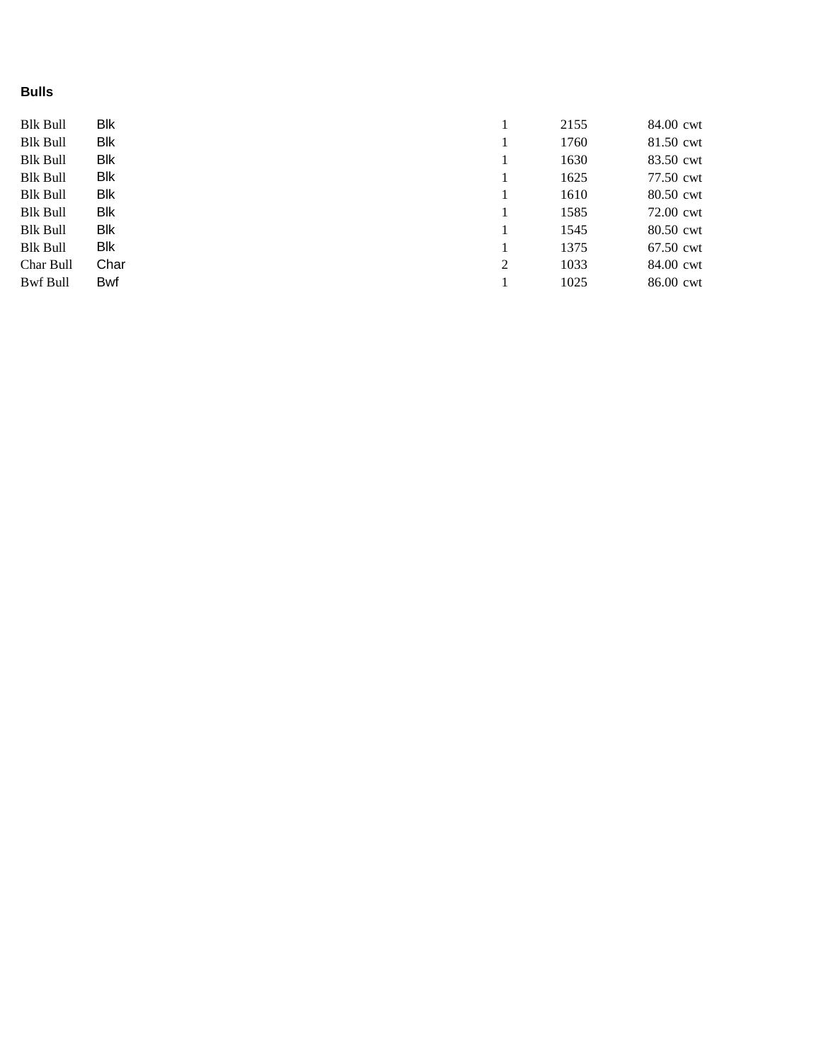**Bulls**

| | | | | | |
|---|---|---|---|---|---|
| Blk Bull | Blk | 1 | 2155 | 84.00 | cwt |
| Blk Bull | Blk | 1 | 1760 | 81.50 | cwt |
| Blk Bull | Blk | 1 | 1630 | 83.50 | cwt |
| Blk Bull | Blk | 1 | 1625 | 77.50 | cwt |
| Blk Bull | Blk | 1 | 1610 | 80.50 | cwt |
| Blk Bull | Blk | 1 | 1585 | 72.00 | cwt |
| Blk Bull | Blk | 1 | 1545 | 80.50 | cwt |
| Blk Bull | Blk | 1 | 1375 | 67.50 | cwt |
| Char Bull | Char | 2 | 1033 | 84.00 | cwt |
| Bwf Bull | Bwf | 1 | 1025 | 86.00 | cwt |